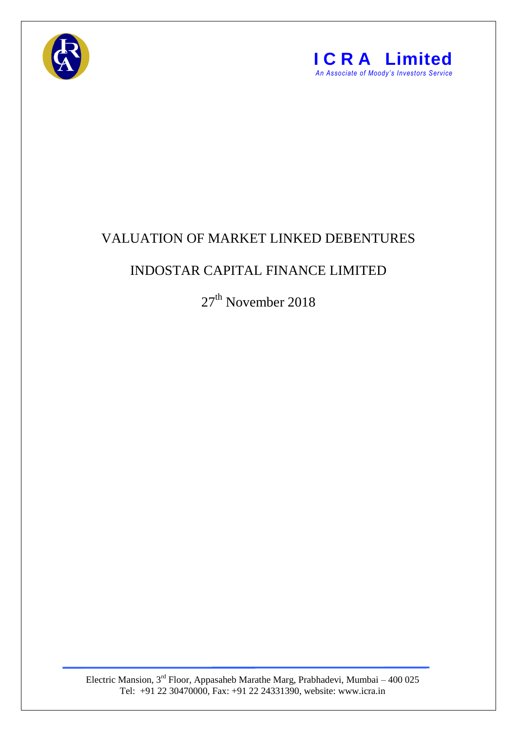**ICRA Limited**

*An Associate of Moody's Investors Service*

# VALUATION OF MARKET LINKED DEBENTURES

## INDOSTAR CAPITAL FINANCE LIMITED

27th November 2018

Electric Mansion, 3rd Floor, Appasaheb Marathe Marg, Prabhadevi, Mumbai – 400 025
Tel: +91 22 30470000, Fax: +91 22 24331390, website: www.icra.in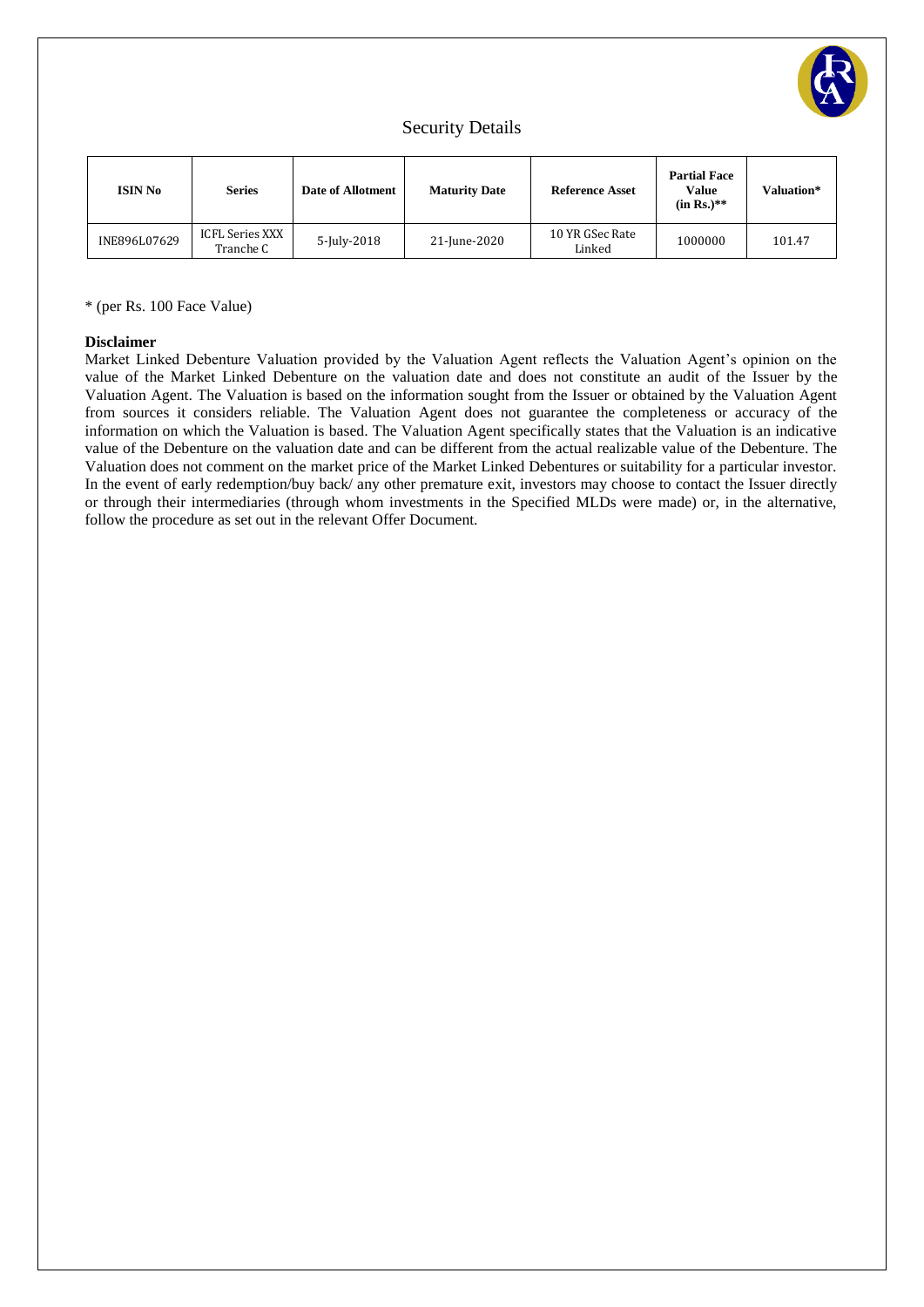## Security Details

| ISIN No | Series | Date of Allotment | Maturity Date | Reference Asset | Partial Face Value (in Rs.)** | Valuation* |
|---|---|---|---|---|---|---|
| INE896L07629 | ICFL Series XXX Tranche C | 5-July-2018 | 21-June-2020 | 10 YR GSec Rate Linked | 1000000 | 101.47 |

* (per Rs. 100 Face Value)

**Disclaimer**

Market Linked Debenture Valuation provided by the Valuation Agent reflects the Valuation Agent's opinion on the value of the Market Linked Debenture on the valuation date and does not constitute an audit of the Issuer by the Valuation Agent. The Valuation is based on the information sought from the Issuer or obtained by the Valuation Agent from sources it considers reliable. The Valuation Agent does not guarantee the completeness or accuracy of the information on which the Valuation is based. The Valuation Agent specifically states that the Valuation is an indicative value of the Debenture on the valuation date and can be different from the actual realizable value of the Debenture. The Valuation does not comment on the market price of the Market Linked Debentures or suitability for a particular investor. In the event of early redemption/buy back/ any other premature exit, investors may choose to contact the Issuer directly or through their intermediaries (through whom investments in the Specified MLDs were made) or, in the alternative, follow the procedure as set out in the relevant Offer Document.